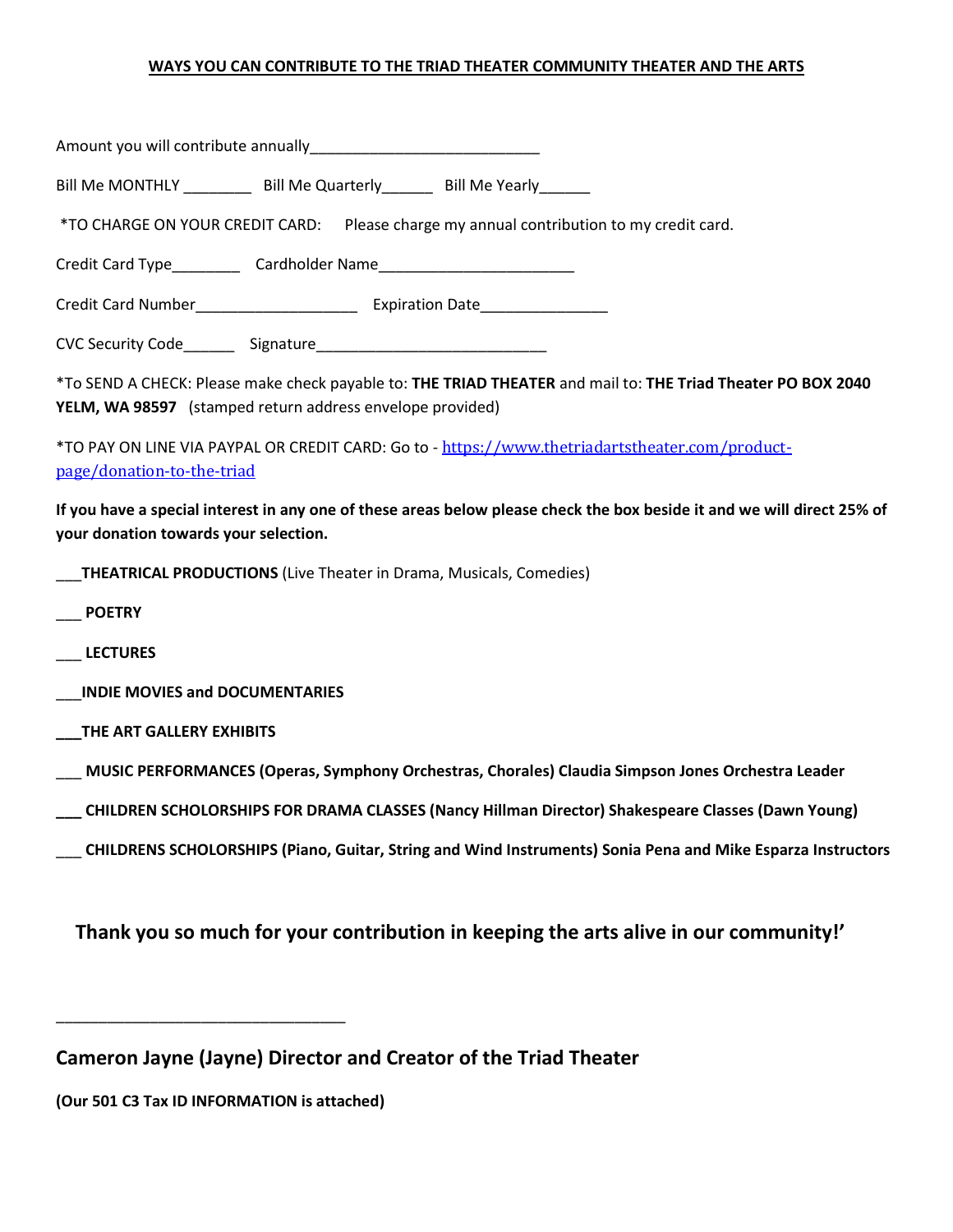**WAYS YOU CAN CONTRIBUTE TO THE TRIAD THEATER COMMUNITY THEATER AND THE ARTS**

Amount you will contribute annually___________________________

Bill Me MONTHLY ________ Bill Me Quarterly______ Bill Me Yearly______

*TO CHARGE ON YOUR CREDIT CARD: Please charge my annual contribution to my credit card.

Credit Card Type________ Cardholder Name_______________________

Credit Card Number___________________ Expiration Date_______________

CVC Security Code______ Signature___________________________

*To SEND A CHECK: Please make check payable to: **THE TRIAD THEATER** and mail to: **THE Triad Theater PO BOX 2040 YELM, WA 98597** (stamped return address envelope provided)

*TO PAY ON LINE VIA PAYPAL OR CREDIT CARD: Go to - https://www.thetriadartstheater.com/product-page/donation-to-the-triad

**If you have a special interest in any one of these areas below please check the box beside it and we will direct 25% of your donation towards your selection.**

___**THEATRICAL PRODUCTIONS** (Live Theater in Drama, Musicals, Comedies)

___ **POETRY**

___ **LECTURES**

___**INDIE MOVIES and DOCUMENTARIES**

___**THE ART GALLERY EXHIBITS**

___ **MUSIC PERFORMANCES (Operas, Symphony Orchestras, Chorales) Claudia Simpson Jones Orchestra Leader**

___ **CHILDREN SCHOLORSHIPS FOR DRAMA CLASSES (Nancy Hillman Director) Shakespeare Classes (Dawn Young)**

___ **CHILDRENS SCHOLORSHIPS (Piano, Guitar, String and Wind Instruments) Sonia Pena and Mike Esparza Instructors**

**Thank you so much for your contribution in keeping the arts alive in our community!'**

__________________________________

**Cameron Jayne (Jayne) Director and Creator of the Triad Theater**

**(Our 501 C3 Tax ID INFORMATION is attached)**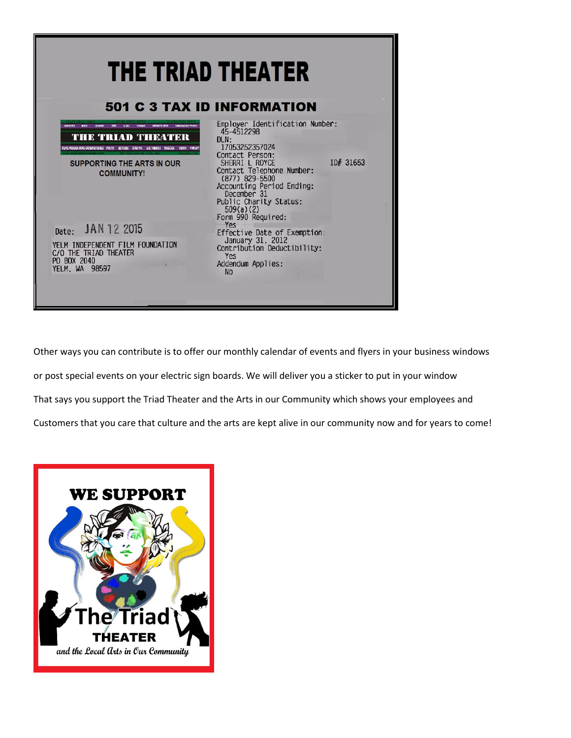# THE TRIAD THEATER

## 501 C 3 TAX ID INFORMATION

THE TRIAD THEATER

SUPPORTING THE ARTS IN OUR COMMUNITY!

Date: JAN 12 2015

YELM INDEPENDENT FILM FOUNDATION
C/O THE TRIAD THEATER
PO BOX 2040
YELM, WA 98597

Employer Identification Number:
45-4512298
DLN:
17053252357024
Contact Person:
SHERRI L ROYCE ID# 31653
Contact Telephone Number:
(877) 829-5500
Accounting Period Ending:
December 31
Public Charity Status:
509(a)(2)
Form 990 Required:
Yes
Effective Date of Exemption:
January 31, 2012
Contribution Deductibility:
Yes
Addendum Applies:
No

Other ways you can contribute is to offer our monthly calendar of events and flyers in your business windows or post special events on your electric sign boards. We will deliver you a sticker to put in your window That says you support the Triad Theater and the Arts in our Community which shows your employees and Customers that you care that culture and the arts are kept alive in our community now and for years to come!

WE SUPPORT

The Triad THEATER

*and the Local Arts in Our Community*